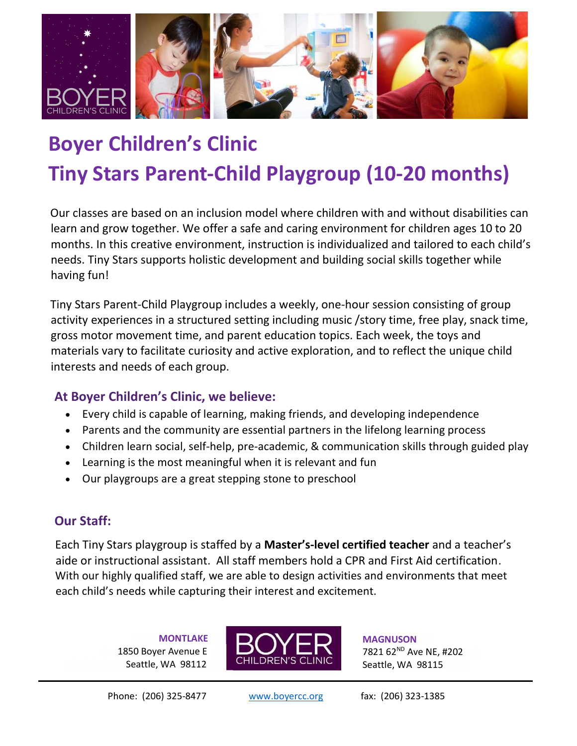# Boyer Children's Clinic

# Tiny Stars Parent-Child Playgroup (10-20 months)

Our classes are based on an inclusion model where children with and without disabilities can learn and grow together. We offer a safe and caring environment for children ages 10 to 20 months. In this creative environment, instruction is individualized and tailored to each child's needs. Tiny Stars supports holistic development and building social skills together while having fun!

Tiny Stars Parent-Child Playgroup includes a weekly, one-hour session consisting of group activity experiences in a structured setting including music /story time, free play, snack time, gross motor movement time, and parent education topics. Each week, the toys and materials vary to facilitate curiosity and active exploration, and to reflect the unique child interests and needs of each group.

## At Boyer Children's Clinic, we believe:

- Every child is capable of learning, making friends, and developing independence
- Parents and the community are essential partners in the lifelong learning process
- Children learn social, self-help, pre-academic, & communication skills through guided play
- Learning is the most meaningful when it is relevant and fun
- Our playgroups are a great stepping stone to preschool

## Our Staff:

Each Tiny Stars playgroup is staffed by a **Master's-level certified teacher** and a teacher's aide or instructional assistant. All staff members hold a CPR and First Aid certification. With our highly qualified staff, we are able to design activities and environments that meet each child's needs while capturing their interest and excitement.

**MONTLAKE**
1850 Boyer Avenue E
Seattle, WA 98112

**MAGNUSON**
7821 62ND Ave NE, #202
Seattle, WA 98115

Phone: (206) 325-8477 www.boyercc.org fax: (206) 323-1385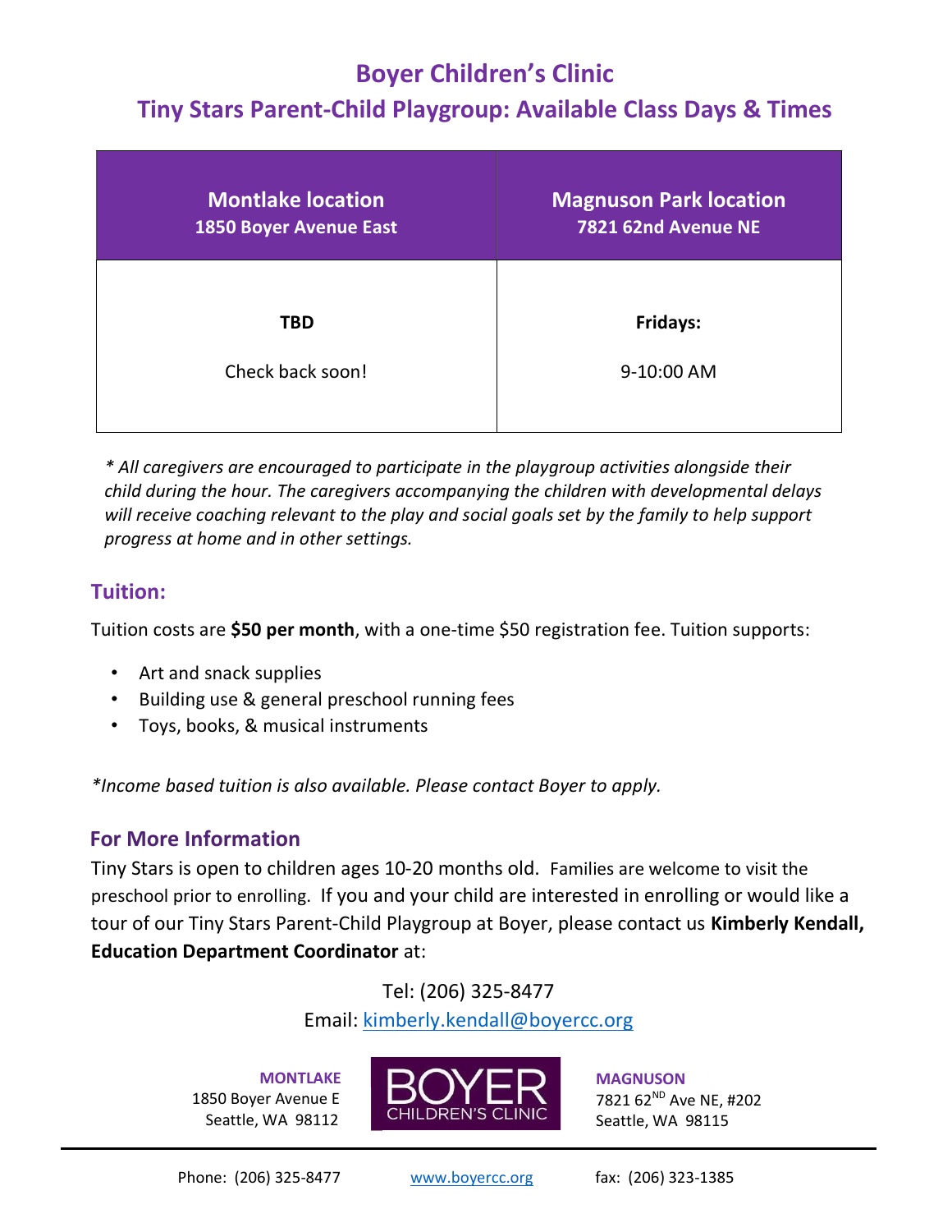# Boyer Children's Clinic

## Tiny Stars Parent-Child Playgroup: Available Class Days & Times

| **Montlake location**<br>**1850 Boyer Avenue East** | **Magnuson Park location**<br>**7821 62nd Avenue NE** |
|---|---|
| **TBD**<br><br>Check back soon! | **Fridays:**<br><br>9-10:00 AM |

*\* All caregivers are encouraged to participate in the playgroup activities alongside their child during the hour. The caregivers accompanying the children with developmental delays will receive coaching relevant to the play and social goals set by the family to help support progress at home and in other settings.*

## Tuition:

Tuition costs are **$50 per month**, with a one-time $50 registration fee. Tuition supports:

- Art and snack supplies
- Building use & general preschool running fees
- Toys, books, & musical instruments

*\*Income based tuition is also available. Please contact Boyer to apply.*

## For More Information

Tiny Stars is open to children ages 10-20 months old. Families are welcome to visit the preschool prior to enrolling. If you and your child are interested in enrolling or would like a tour of our Tiny Stars Parent-Child Playgroup at Boyer, please contact us **Kimberly Kendall, Education Department Coordinator** at:

Tel: (206) 325-8477

Email: kimberly.kendall@boyercc.org

**MONTLAKE**
1850 Boyer Avenue E
Seattle, WA 98112

BOYER CHILDREN'S CLINIC

**MAGNUSON**
7821 62ND Ave NE, #202
Seattle, WA 98115

Phone: (206) 325-8477 www.boyercc.org fax: (206) 323-1385